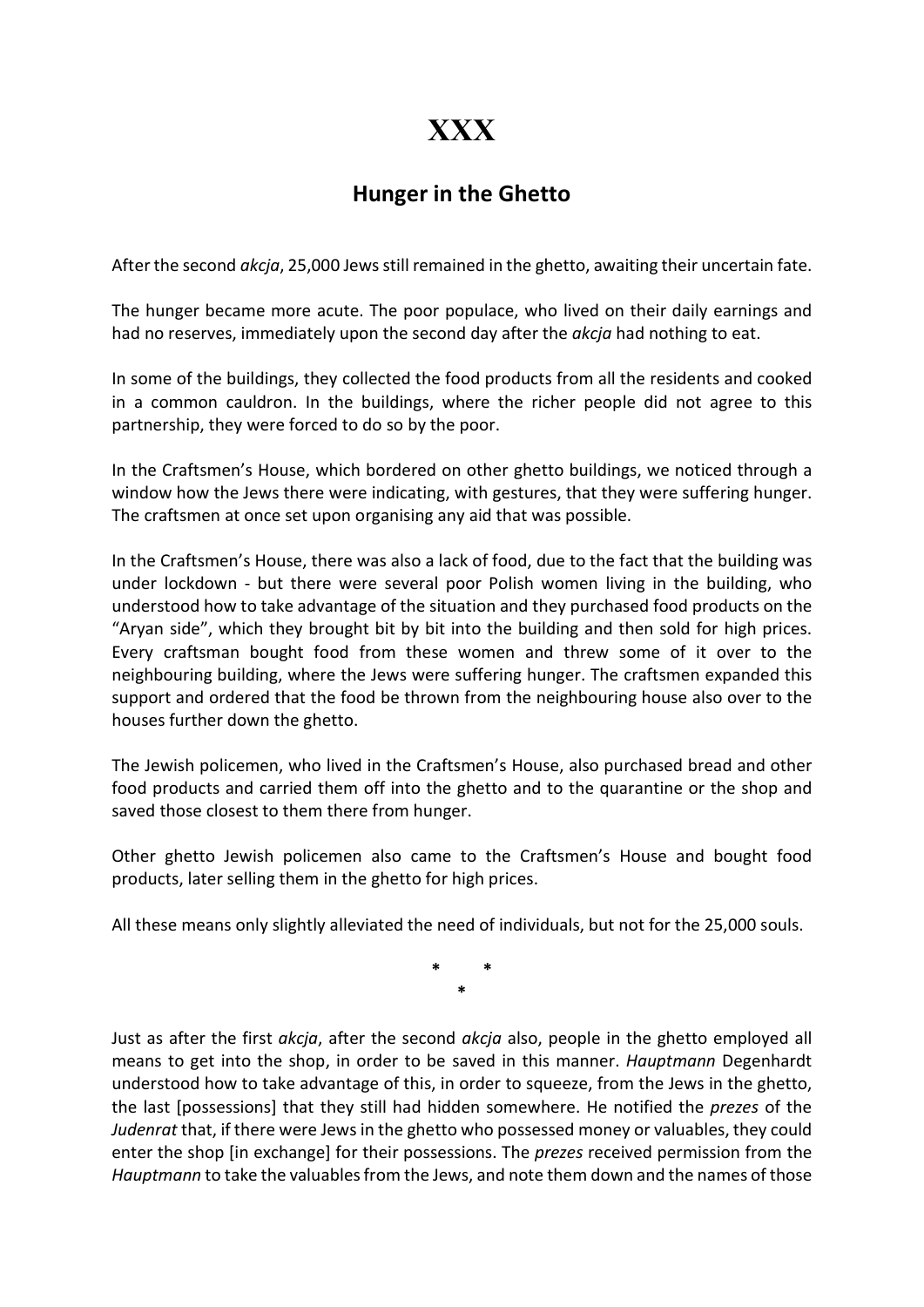# XXX

## Hunger in the Ghetto

After the second *akcja*, 25,000 Jews still remained in the ghetto, awaiting their uncertain fate.

The hunger became more acute. The poor populace, who lived on their daily earnings and had no reserves, immediately upon the second day after the *akcja* had nothing to eat.

In some of the buildings, they collected the food products from all the residents and cooked in a common cauldron. In the buildings, where the richer people did not agree to this partnership, they were forced to do so by the poor.

In the Craftsmen's House, which bordered on other ghetto buildings, we noticed through a window how the Jews there were indicating, with gestures, that they were suffering hunger. The craftsmen at once set upon organising any aid that was possible.

In the Craftsmen's House, there was also a lack of food, due to the fact that the building was under lockdown - but there were several poor Polish women living in the building, who understood how to take advantage of the situation and they purchased food products on the "Aryan side", which they brought bit by bit into the building and then sold for high prices. Every craftsman bought food from these women and threw some of it over to the neighbouring building, where the Jews were suffering hunger. The craftsmen expanded this support and ordered that the food be thrown from the neighbouring house also over to the houses further down the ghetto.

The Jewish policemen, who lived in the Craftsmen's House, also purchased bread and other food products and carried them off into the ghetto and to the quarantine or the shop and saved those closest to them there from hunger.

Other ghetto Jewish policemen also came to the Craftsmen's House and bought food products, later selling them in the ghetto for high prices.

All these means only slightly alleviated the need of individuals, but not for the 25,000 souls.

\* \* \*

Just as after the first *akcja*, after the second *akcja* also, people in the ghetto employed all means to get into the shop, in order to be saved in this manner. *Hauptmann* Degenhardt understood how to take advantage of this, in order to squeeze, from the Jews in the ghetto, the last [possessions] that they still had hidden somewhere. He notified the *prezes* of the *Judenrat* that, if there were Jews in the ghetto who possessed money or valuables, they could enter the shop [in exchange] for their possessions. The *prezes* received permission from the *Hauptmann* to take the valuables from the Jews, and note them down and the names of those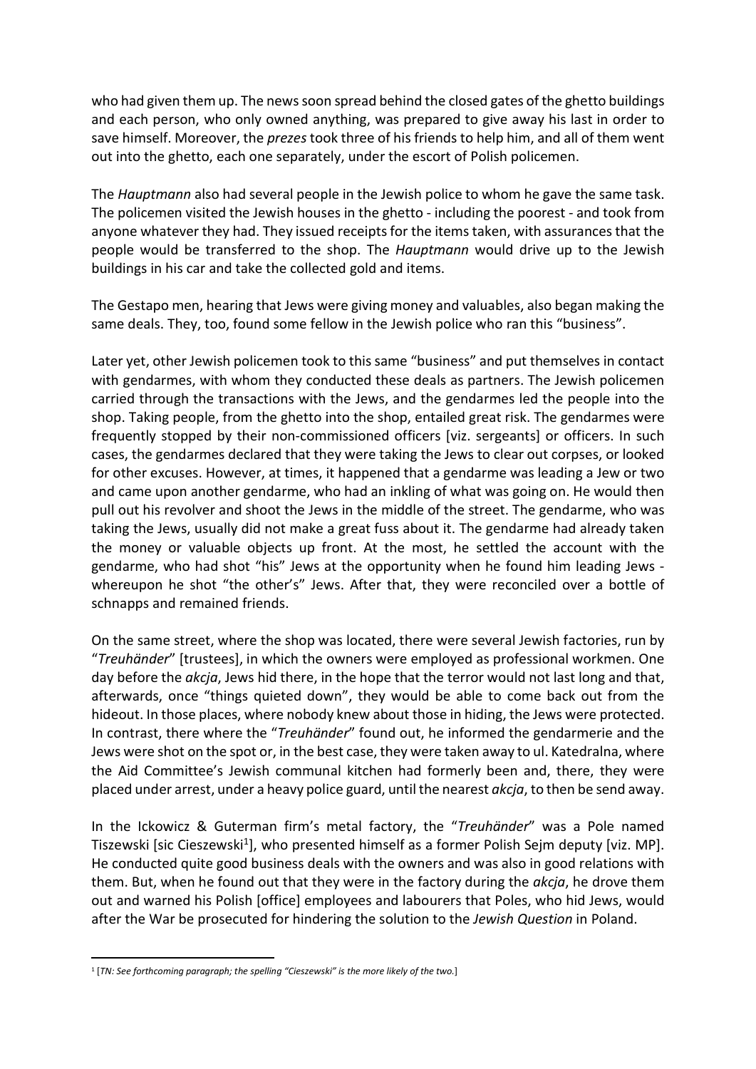who had given them up. The news soon spread behind the closed gates of the ghetto buildings and each person, who only owned anything, was prepared to give away his last in order to save himself. Moreover, the *prezes* took three of his friends to help him, and all of them went out into the ghetto, each one separately, under the escort of Polish policemen.

The *Hauptmann* also had several people in the Jewish police to whom he gave the same task. The policemen visited the Jewish houses in the ghetto - including the poorest - and took from anyone whatever they had. They issued receipts for the items taken, with assurances that the people would be transferred to the shop. The *Hauptmann* would drive up to the Jewish buildings in his car and take the collected gold and items.

The Gestapo men, hearing that Jews were giving money and valuables, also began making the same deals. They, too, found some fellow in the Jewish police who ran this "business".

Later yet, other Jewish policemen took to this same "business" and put themselves in contact with gendarmes, with whom they conducted these deals as partners. The Jewish policemen carried through the transactions with the Jews, and the gendarmes led the people into the shop. Taking people, from the ghetto into the shop, entailed great risk. The gendarmes were frequently stopped by their non-commissioned officers [viz. sergeants] or officers. In such cases, the gendarmes declared that they were taking the Jews to clear out corpses, or looked for other excuses. However, at times, it happened that a gendarme was leading a Jew or two and came upon another gendarme, who had an inkling of what was going on. He would then pull out his revolver and shoot the Jews in the middle of the street. The gendarme, who was taking the Jews, usually did not make a great fuss about it. The gendarme had already taken the money or valuable objects up front. At the most, he settled the account with the gendarme, who had shot "his" Jews at the opportunity when he found him leading Jews - whereupon he shot "the other's" Jews. After that, they were reconciled over a bottle of schnapps and remained friends.

On the same street, where the shop was located, there were several Jewish factories, run by "*Treuhänder*" [trustees], in which the owners were employed as professional workmen. One day before the *akcja*, Jews hid there, in the hope that the terror would not last long and that, afterwards, once "things quieted down", they would be able to come back out from the hideout. In those places, where nobody knew about those in hiding, the Jews were protected. In contrast, there where the "*Treuhänder*" found out, he informed the gendarmerie and the Jews were shot on the spot or, in the best case, they were taken away to ul. Katedralna, where the Aid Committee's Jewish communal kitchen had formerly been and, there, they were placed under arrest, under a heavy police guard, until the nearest *akcja*, to then be send away.

In the Ickowicz & Guterman firm's metal factory, the "*Treuhänder*" was a Pole named Tiszewski [sic Cieszewski[1]], who presented himself as a former Polish Sejm deputy [viz. MP]. He conducted quite good business deals with the owners and was also in good relations with them. But, when he found out that they were in the factory during the *akcja*, he drove them out and warned his Polish [office] employees and labourers that Poles, who hid Jews, would after the War be prosecuted for hindering the solution to the *Jewish Question* in Poland.

[1] [*TN: See forthcoming paragraph; the spelling "Cieszewski" is the more likely of the two.*]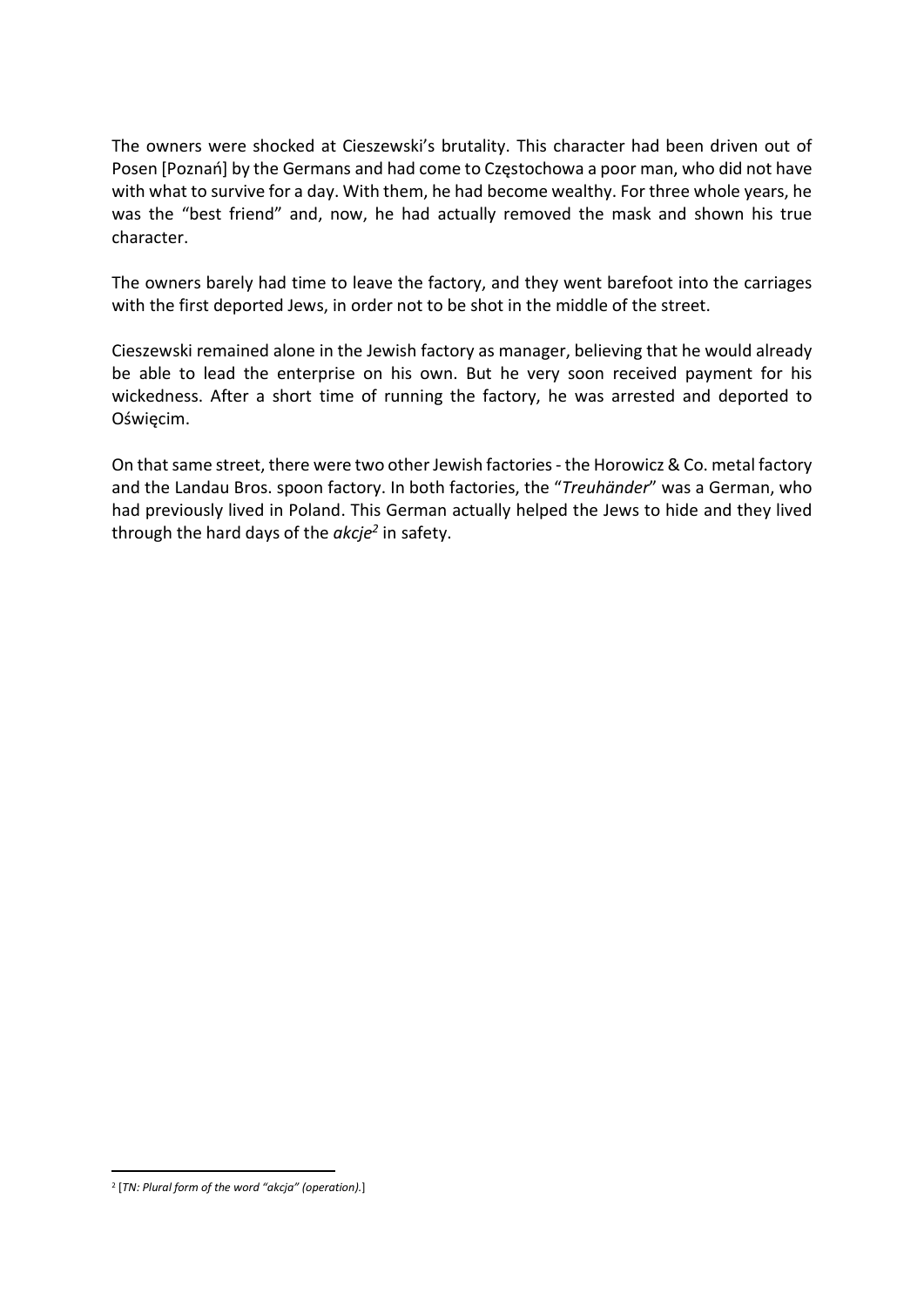The owners were shocked at Cieszewski's brutality. This character had been driven out of Posen [Poznań] by the Germans and had come to Częstochowa a poor man, who did not have with what to survive for a day. With them, he had become wealthy. For three whole years, he was the "best friend" and, now, he had actually removed the mask and shown his true character.

The owners barely had time to leave the factory, and they went barefoot into the carriages with the first deported Jews, in order not to be shot in the middle of the street.

Cieszewski remained alone in the Jewish factory as manager, believing that he would already be able to lead the enterprise on his own. But he very soon received payment for his wickedness. After a short time of running the factory, he was arrested and deported to Oświęcim.

On that same street, there were two other Jewish factories - the Horowicz & Co. metal factory and the Landau Bros. spoon factory. In both factories, the "*Treuhänder*" was a German, who had previously lived in Poland. This German actually helped the Jews to hide and they lived through the hard days of the *akcje*[2] in safety.

[2] [*TN: Plural form of the word "akcja" (operation).*]